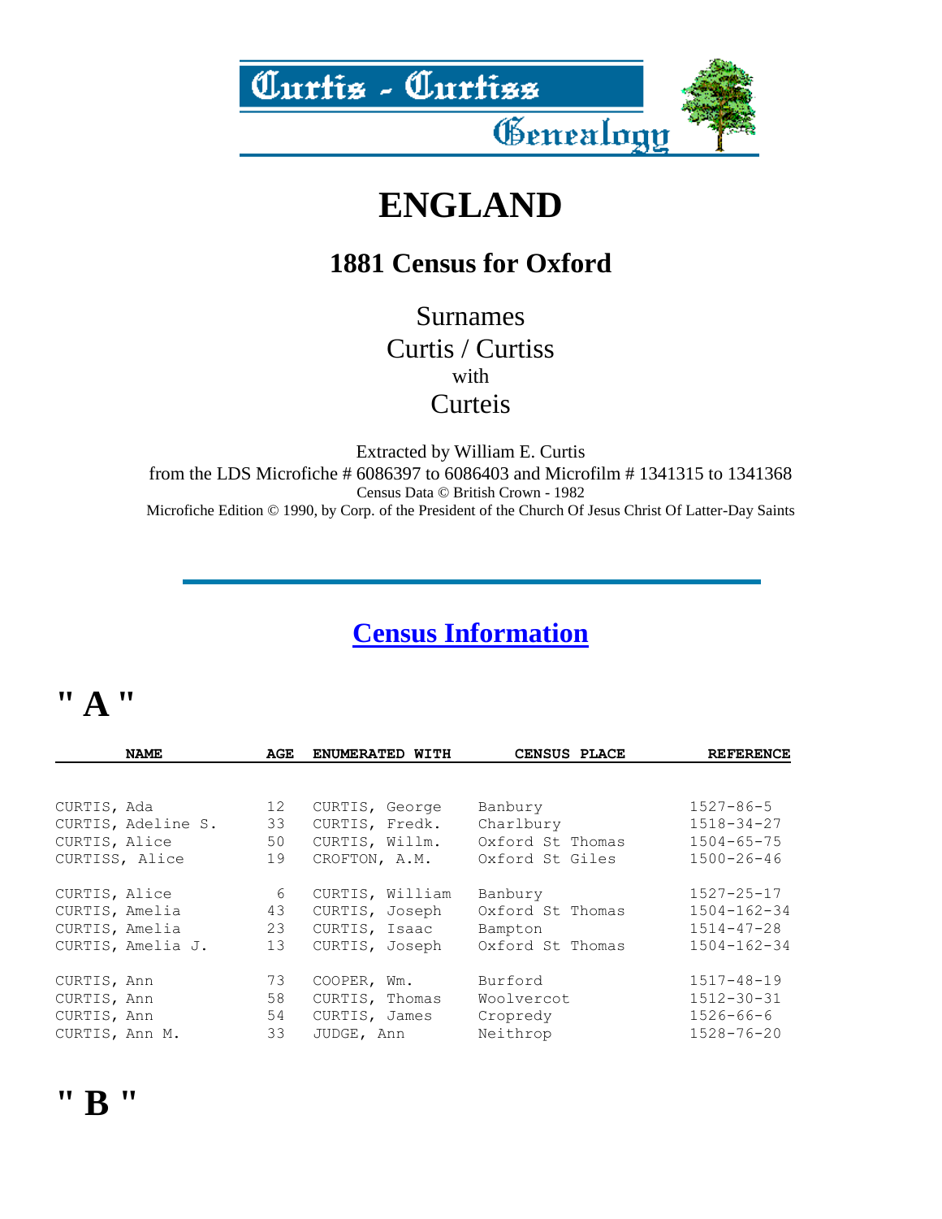Curtis - Curtiss Genealogy

# ENGLAND

## 1881 Census for Oxford

Surnames
Curtis / Curtiss
with
Curteis

Extracted by William E. Curtis
from the LDS Microfiche # 6086397 to 6086403 and Microfilm # 1341315 to 1341368
Census Data © British Crown - 1982
Microfiche Edition © 1990, by Corp. of the President of the Church Of Jesus Christ Of Latter-Day Saints

## Census Information

# " A "

| NAME | AGE | ENUMERATED WITH | CENSUS PLACE | REFERENCE |
|---|---|---|---|---|
| CURTIS, Ada | 12 | CURTIS, George | Banbury | 1527-86-5 |
| CURTIS, Adeline S. | 33 | CURTIS, Fredk. | Charlbury | 1518-34-27 |
| CURTIS, Alice | 50 | CURTIS, Willm. | Oxford St Thomas | 1504-65-75 |
| CURTISS, Alice | 19 | CROFTON, A.M. | Oxford St Giles | 1500-26-46 |
| CURTIS, Alice | 6 | CURTIS, William | Banbury | 1527-25-17 |
| CURTIS, Amelia | 43 | CURTIS, Joseph | Oxford St Thomas | 1504-162-34 |
| CURTIS, Amelia | 23 | CURTIS, Isaac | Bampton | 1514-47-28 |
| CURTIS, Amelia J. | 13 | CURTIS, Joseph | Oxford St Thomas | 1504-162-34 |
| CURTIS, Ann | 73 | COOPER, Wm. | Burford | 1517-48-19 |
| CURTIS, Ann | 58 | CURTIS, Thomas | Woolvercot | 1512-30-31 |
| CURTIS, Ann | 54 | CURTIS, James | Cropredy | 1526-66-6 |
| CURTIS, Ann M. | 33 | JUDGE, Ann | Neithrop | 1528-76-20 |

# " B "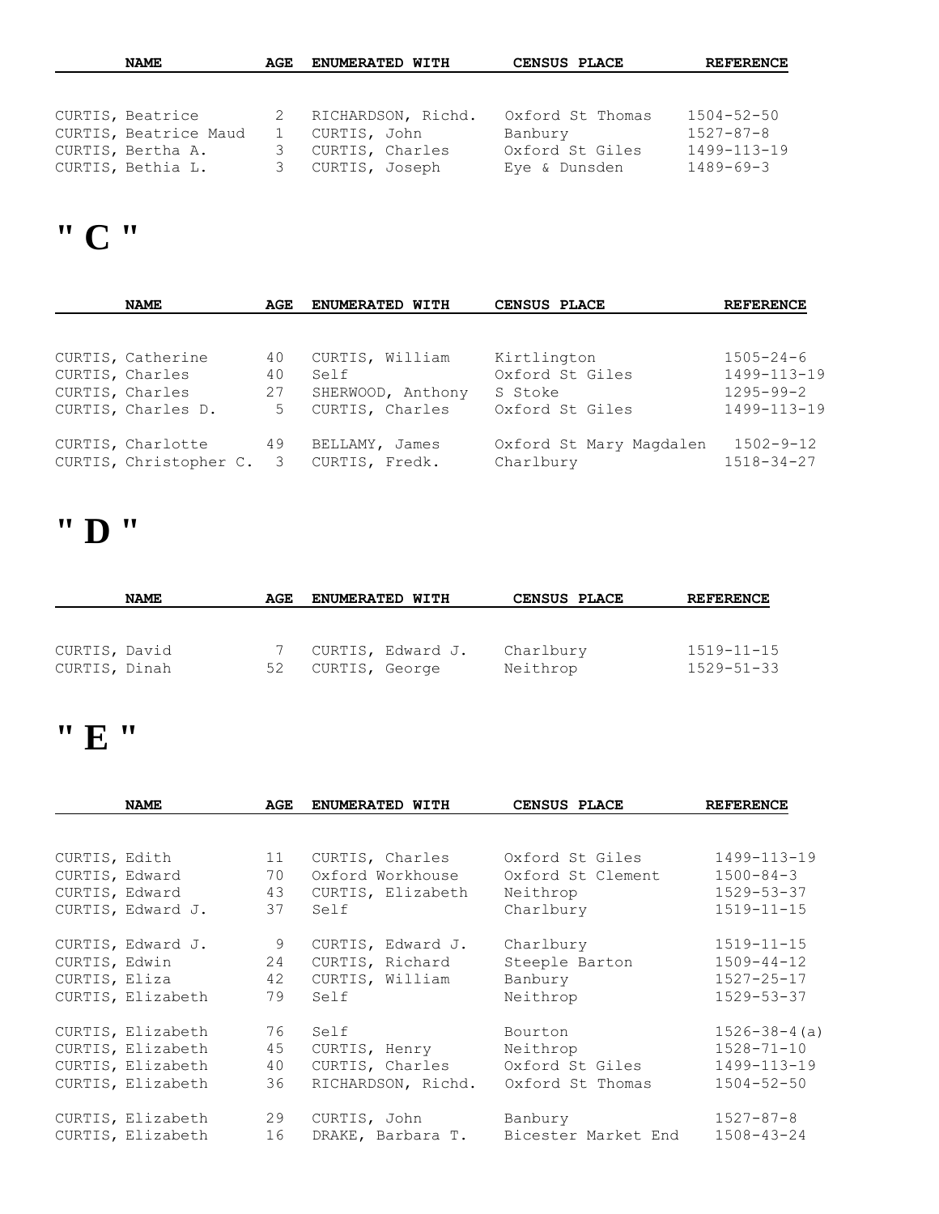| NAME | AGE | ENUMERATED WITH | CENSUS PLACE | REFERENCE |
|---|---|---|---|---|
| CURTIS, Beatrice | 2 | RICHARDSON, Richd. | Oxford St Thomas | 1504-52-50 |
| CURTIS, Beatrice Maud | 1 | CURTIS, John | Banbury | 1527-87-8 |
| CURTIS, Bertha A. | 3 | CURTIS, Charles | Oxford St Giles | 1499-113-19 |
| CURTIS, Bethia L. | 3 | CURTIS, Joseph | Eye & Dunsden | 1489-69-3 |

# " C "

| NAME | AGE | ENUMERATED WITH | CENSUS PLACE | REFERENCE |
|---|---|---|---|---|
| CURTIS, Catherine | 40 | CURTIS, William | Kirtlington | 1505-24-6 |
| CURTIS, Charles | 40 | Self | Oxford St Giles | 1499-113-19 |
| CURTIS, Charles | 27 | SHERWOOD, Anthony | S Stoke | 1295-99-2 |
| CURTIS, Charles D. | 5 | CURTIS, Charles | Oxford St Giles | 1499-113-19 |
| CURTIS, Charlotte | 49 | BELLAMY, James | Oxford St Mary Magdalen | 1502-9-12 |
| CURTIS, Christopher C. | 3 | CURTIS, Fredk. | Charlbury | 1518-34-27 |

# " D "

| NAME | AGE | ENUMERATED WITH | CENSUS PLACE | REFERENCE |
|---|---|---|---|---|
| CURTIS, David | 7 | CURTIS, Edward J. | Charlbury | 1519-11-15 |
| CURTIS, Dinah | 52 | CURTIS, George | Neithrop | 1529-51-33 |

# " E "

| NAME | AGE | ENUMERATED WITH | CENSUS PLACE | REFERENCE |
|---|---|---|---|---|
| CURTIS, Edith | 11 | CURTIS, Charles | Oxford St Giles | 1499-113-19 |
| CURTIS, Edward | 70 | Oxford Workhouse | Oxford St Clement | 1500-84-3 |
| CURTIS, Edward | 43 | CURTIS, Elizabeth | Neithrop | 1529-53-37 |
| CURTIS, Edward J. | 37 | Self | Charlbury | 1519-11-15 |
| CURTIS, Edward J. | 9 | CURTIS, Edward J. | Charlbury | 1519-11-15 |
| CURTIS, Edwin | 24 | CURTIS, Richard | Steeple Barton | 1509-44-12 |
| CURTIS, Eliza | 42 | CURTIS, William | Banbury | 1527-25-17 |
| CURTIS, Elizabeth | 79 | Self | Neithrop | 1529-53-37 |
| CURTIS, Elizabeth | 76 | Self | Bourton | 1526-38-4(a) |
| CURTIS, Elizabeth | 45 | CURTIS, Henry | Neithrop | 1528-71-10 |
| CURTIS, Elizabeth | 40 | CURTIS, Charles | Oxford St Giles | 1499-113-19 |
| CURTIS, Elizabeth | 36 | RICHARDSON, Richd. | Oxford St Thomas | 1504-52-50 |
| CURTIS, Elizabeth | 29 | CURTIS, John | Banbury | 1527-87-8 |
| CURTIS, Elizabeth | 16 | DRAKE, Barbara T. | Bicester Market End | 1508-43-24 |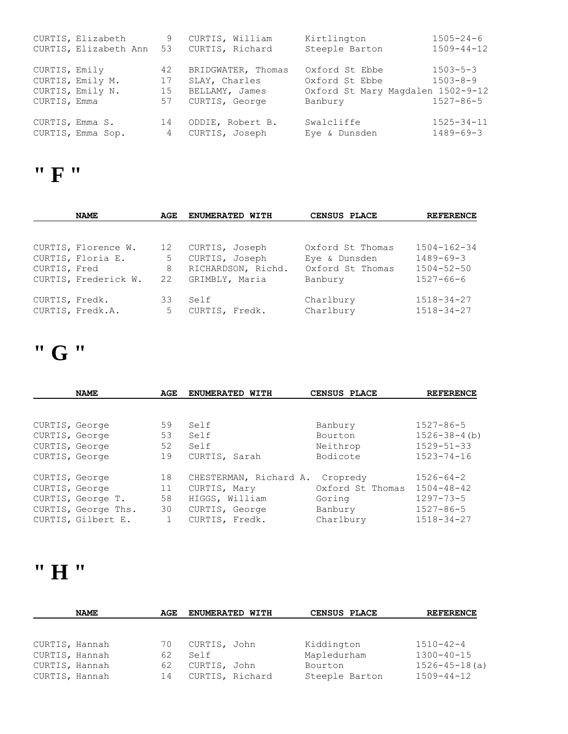| | | | | |
|---|---|---|---|---|
| CURTIS, Elizabeth | 9 | CURTIS, William | Kirtlington | 1505-24-6 |
| CURTIS, Elizabeth Ann | 53 | CURTIS, Richard | Steeple Barton | 1509-44-12 |
| CURTIS, Emily | 42 | BRIDGWATER, Thomas | Oxford St Ebbe | 1503-5-3 |
| CURTIS, Emily M. | 17 | SLAY, Charles | Oxford St Ebbe | 1503-8-9 |
| CURTIS, Emily N. | 15 | BELLAMY, James | Oxford St Mary Magdalen | 1502-9-12 |
| CURTIS, Emma | 57 | CURTIS, George | Banbury | 1527-86-5 |
| CURTIS, Emma S. | 14 | ODDIE, Robert B. | Swalcliffe | 1525-34-11 |
| CURTIS, Emma Sop. | 4 | CURTIS, Joseph | Eye & Dunsden | 1489-69-3 |

# " F "

| NAME | AGE | ENUMERATED WITH | CENSUS PLACE | REFERENCE |
|---|---|---|---|---|
| CURTIS, Florence W. | 12 | CURTIS, Joseph | Oxford St Thomas | 1504-162-34 |
| CURTIS, Floria E. | 5 | CURTIS, Joseph | Eye & Dunsden | 1489-69-3 |
| CURTIS, Fred | 8 | RICHARDSON, Richd. | Oxford St Thomas | 1504-52-50 |
| CURTIS, Frederick W. | 22 | GRIMBLY, Maria | Banbury | 1527-66-6 |
| CURTIS, Fredk. | 33 | Self | Charlbury | 1518-34-27 |
| CURTIS, Fredk.A. | 5 | CURTIS, Fredk. | Charlbury | 1518-34-27 |

# " G "

| NAME | AGE | ENUMERATED WITH | CENSUS PLACE | REFERENCE |
|---|---|---|---|---|
| CURTIS, George | 59 | Self | Banbury | 1527-86-5 |
| CURTIS, George | 53 | Self | Bourton | 1526-38-4(b) |
| CURTIS, George | 52 | Self | Neithrop | 1529-51-33 |
| CURTIS, George | 19 | CURTIS, Sarah | Bodicote | 1523-74-16 |
| CURTIS, George | 18 | CHESTERMAN, Richard A. | Cropredy | 1526-64-2 |
| CURTIS, George | 11 | CURTIS, Mary | Oxford St Thomas | 1504-48-42 |
| CURTIS, George T. | 58 | HIGGS, William | Goring | 1297-73-5 |
| CURTIS, George Ths. | 30 | CURTIS, George | Banbury | 1527-86-5 |
| CURTIS, Gilbert E. | 1 | CURTIS, Fredk. | Charlbury | 1518-34-27 |

# " H "

| NAME | AGE | ENUMERATED WITH | CENSUS PLACE | REFERENCE |
|---|---|---|---|---|
| CURTIS, Hannah | 70 | CURTIS, John | Kiddington | 1510-42-4 |
| CURTIS, Hannah | 62 | Self | Mapledurham | 1300-40-15 |
| CURTIS, Hannah | 62 | CURTIS, John | Bourton | 1526-45-18(a) |
| CURTIS, Hannah | 14 | CURTIS, Richard | Steeple Barton | 1509-44-12 |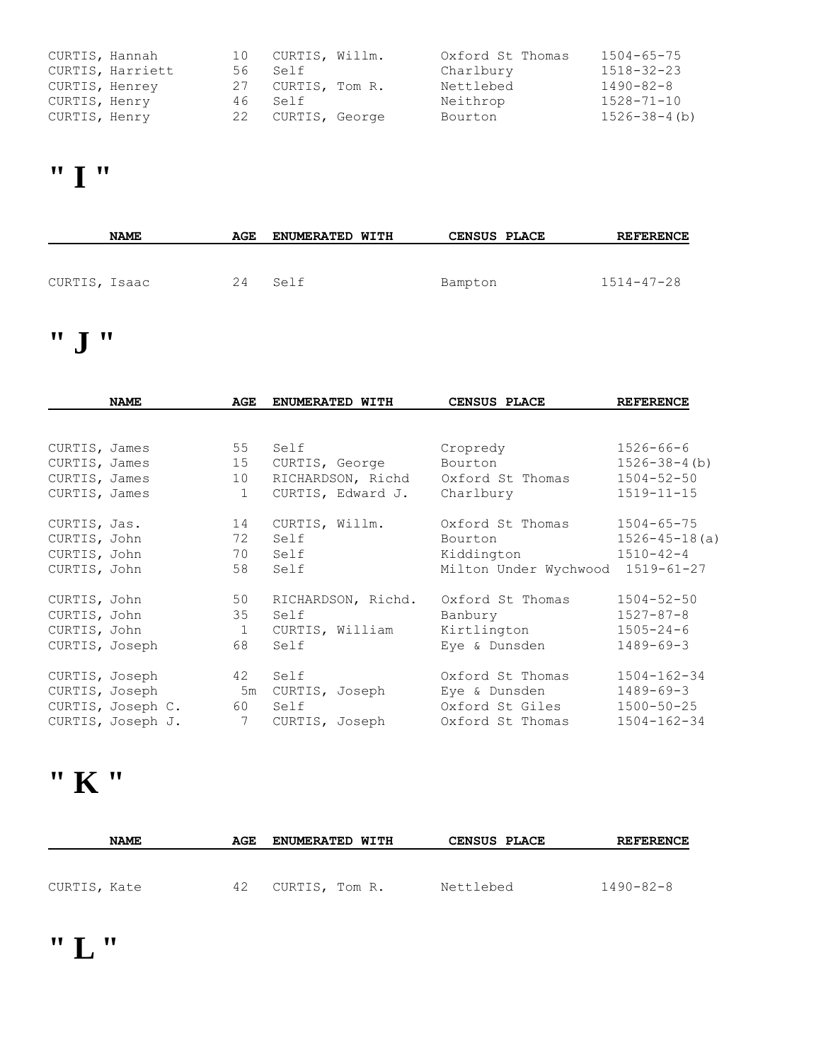| NAME | AGE | ENUMERATED WITH | CENSUS PLACE | REFERENCE |
|---|---|---|---|---|
| CURTIS, Hannah | 10 | CURTIS, Willm. | Oxford St Thomas | 1504-65-75 |
| CURTIS, Harriett | 56 | Self | Charlbury | 1518-32-23 |
| CURTIS, Henrey | 27 | CURTIS, Tom R. | Nettlebed | 1490-82-8 |
| CURTIS, Henry | 46 | Self | Neithrop | 1528-71-10 |
| CURTIS, Henry | 22 | CURTIS, George | Bourton | 1526-38-4(b) |

# " I "

| NAME | AGE | ENUMERATED WITH | CENSUS PLACE | REFERENCE |
|---|---|---|---|---|
| CURTIS, Isaac | 24 | Self | Bampton | 1514-47-28 |

# " J "

| NAME | AGE | ENUMERATED WITH | CENSUS PLACE | REFERENCE |
|---|---|---|---|---|
| CURTIS, James | 55 | Self | Cropredy | 1526-66-6 |
| CURTIS, James | 15 | CURTIS, George | Bourton | 1526-38-4(b) |
| CURTIS, James | 10 | RICHARDSON, Richd | Oxford St Thomas | 1504-52-50 |
| CURTIS, James | 1 | CURTIS, Edward J. | Charlbury | 1519-11-15 |
| CURTIS, Jas. | 14 | CURTIS, Willm. | Oxford St Thomas | 1504-65-75 |
| CURTIS, John | 72 | Self | Bourton | 1526-45-18(a) |
| CURTIS, John | 70 | Self | Kiddington | 1510-42-4 |
| CURTIS, John | 58 | Self | Milton Under Wychwood | 1519-61-27 |
| CURTIS, John | 50 | RICHARDSON, Richd. | Oxford St Thomas | 1504-52-50 |
| CURTIS, John | 35 | Self | Banbury | 1527-87-8 |
| CURTIS, John | 1 | CURTIS, William | Kirtlington | 1505-24-6 |
| CURTIS, Joseph | 68 | Self | Eye & Dunsden | 1489-69-3 |
| CURTIS, Joseph | 42 | Self | Oxford St Thomas | 1504-162-34 |
| CURTIS, Joseph | 5m | CURTIS, Joseph | Eye & Dunsden | 1489-69-3 |
| CURTIS, Joseph C. | 60 | Self | Oxford St Giles | 1500-50-25 |
| CURTIS, Joseph J. | 7 | CURTIS, Joseph | Oxford St Thomas | 1504-162-34 |

# " K "

| NAME | AGE | ENUMERATED WITH | CENSUS PLACE | REFERENCE |
|---|---|---|---|---|
| CURTIS, Kate | 42 | CURTIS, Tom R. | Nettlebed | 1490-82-8 |

# " L "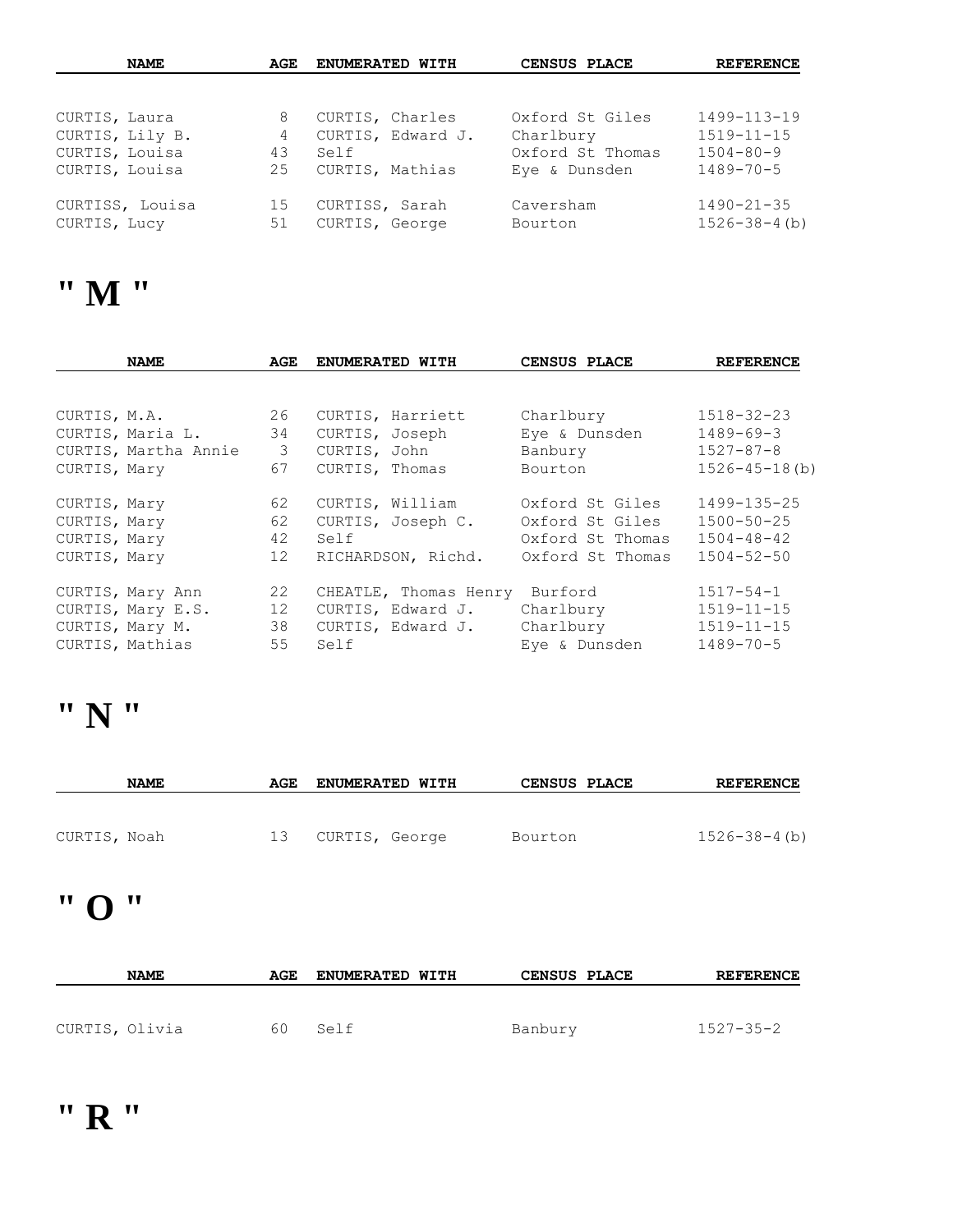| NAME | AGE | ENUMERATED WITH | CENSUS PLACE | REFERENCE |
|---|---|---|---|---|
| CURTIS, Laura | 8 | CURTIS, Charles | Oxford St Giles | 1499-113-19 |
| CURTIS, Lily B. | 4 | CURTIS, Edward J. | Charlbury | 1519-11-15 |
| CURTIS, Louisa | 43 | Self | Oxford St Thomas | 1504-80-9 |
| CURTIS, Louisa | 25 | CURTIS, Mathias | Eye & Dunsden | 1489-70-5 |
| CURTISS, Louisa | 15 | CURTISS, Sarah | Caversham | 1490-21-35 |
| CURTIS, Lucy | 51 | CURTIS, George | Bourton | 1526-38-4(b) |

# " M "

| NAME | AGE | ENUMERATED WITH | CENSUS PLACE | REFERENCE |
|---|---|---|---|---|
| CURTIS, M.A. | 26 | CURTIS, Harriett | Charlbury | 1518-32-23 |
| CURTIS, Maria L. | 34 | CURTIS, Joseph | Eye & Dunsden | 1489-69-3 |
| CURTIS, Martha Annie | 3 | CURTIS, John | Banbury | 1527-87-8 |
| CURTIS, Mary | 67 | CURTIS, Thomas | Bourton | 1526-45-18(b) |
| CURTIS, Mary | 62 | CURTIS, William | Oxford St Giles | 1499-135-25 |
| CURTIS, Mary | 62 | CURTIS, Joseph C. | Oxford St Giles | 1500-50-25 |
| CURTIS, Mary | 42 | Self | Oxford St Thomas | 1504-48-42 |
| CURTIS, Mary | 12 | RICHARDSON, Richd. | Oxford St Thomas | 1504-52-50 |
| CURTIS, Mary Ann | 22 | CHEATLE, Thomas Henry | Burford | 1517-54-1 |
| CURTIS, Mary E.S. | 12 | CURTIS, Edward J. | Charlbury | 1519-11-15 |
| CURTIS, Mary M. | 38 | CURTIS, Edward J. | Charlbury | 1519-11-15 |
| CURTIS, Mathias | 55 | Self | Eye & Dunsden | 1489-70-5 |

# " N "

| NAME | AGE | ENUMERATED WITH | CENSUS PLACE | REFERENCE |
|---|---|---|---|---|
| CURTIS, Noah | 13 | CURTIS, George | Bourton | 1526-38-4(b) |

# " O "

| NAME | AGE | ENUMERATED WITH | CENSUS PLACE | REFERENCE |
|---|---|---|---|---|
| CURTIS, Olivia | 60 | Self | Banbury | 1527-35-2 |

# " R "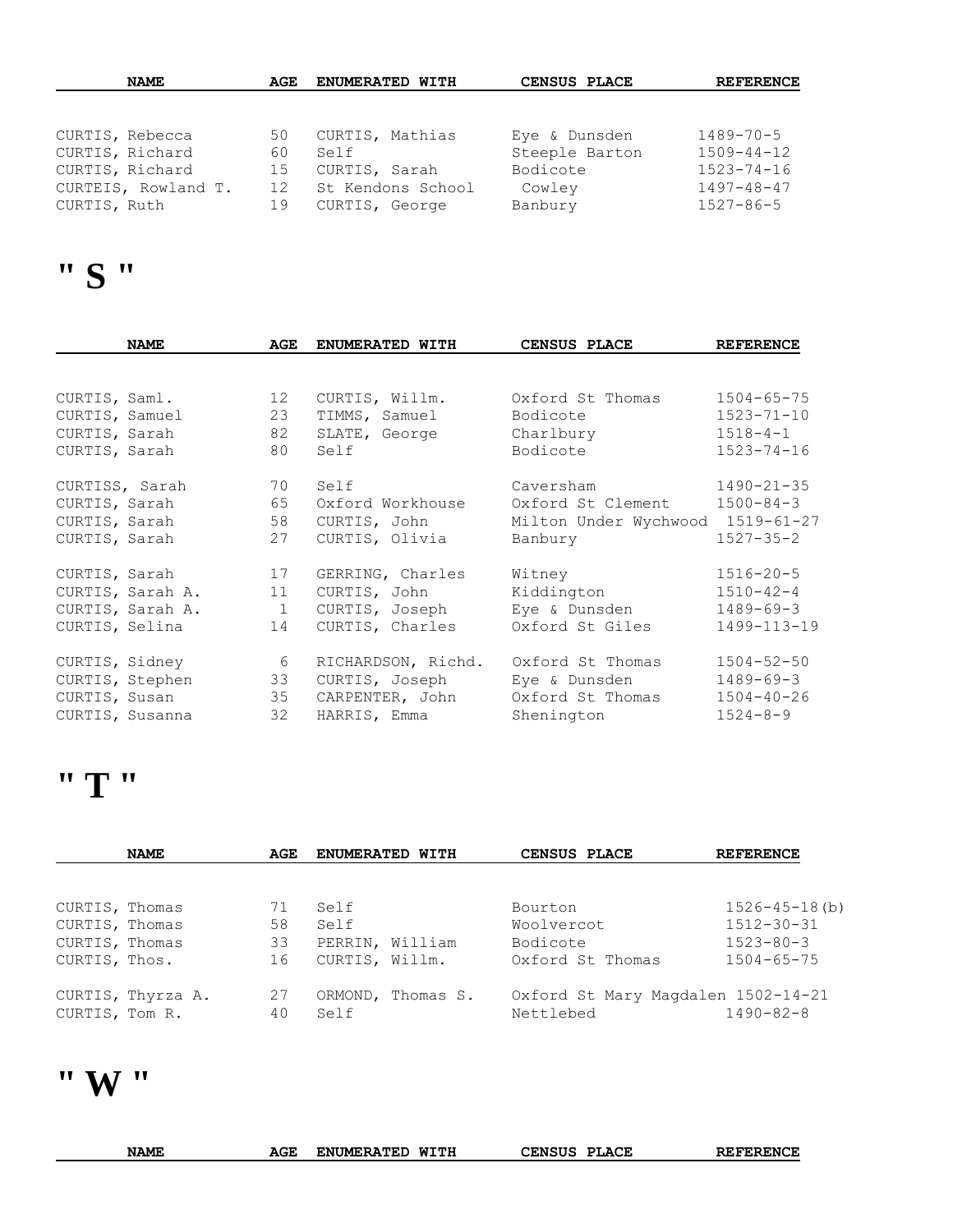| NAME | AGE | ENUMERATED WITH | CENSUS PLACE | REFERENCE |
|---|---|---|---|---|
| CURTIS, Rebecca | 50 | CURTIS, Mathias | Eye & Dunsden | 1489-70-5 |
| CURTIS, Richard | 60 | Self | Steeple Barton | 1509-44-12 |
| CURTIS, Richard | 15 | CURTIS, Sarah | Bodicote | 1523-74-16 |
| CURTEIS, Rowland T. | 12 | St Kendons School | Cowley | 1497-48-47 |
| CURTIS, Ruth | 19 | CURTIS, George | Banbury | 1527-86-5 |

# " S "

| NAME | AGE | ENUMERATED WITH | CENSUS PLACE | REFERENCE |
|---|---|---|---|---|
| CURTIS, Saml. | 12 | CURTIS, Willm. | Oxford St Thomas | 1504-65-75 |
| CURTIS, Samuel | 23 | TIMMS, Samuel | Bodicote | 1523-71-10 |
| CURTIS, Sarah | 82 | SLATE, George | Charlbury | 1518-4-1 |
| CURTIS, Sarah | 80 | Self | Bodicote | 1523-74-16 |
| CURTISS, Sarah | 70 | Self | Caversham | 1490-21-35 |
| CURTIS, Sarah | 65 | Oxford Workhouse | Oxford St Clement | 1500-84-3 |
| CURTIS, Sarah | 58 | CURTIS, John | Milton Under Wychwood | 1519-61-27 |
| CURTIS, Sarah | 27 | CURTIS, Olivia | Banbury | 1527-35-2 |
| CURTIS, Sarah | 17 | GERRING, Charles | Witney | 1516-20-5 |
| CURTIS, Sarah A. | 11 | CURTIS, John | Kiddington | 1510-42-4 |
| CURTIS, Sarah A. | 1 | CURTIS, Joseph | Eye & Dunsden | 1489-69-3 |
| CURTIS, Selina | 14 | CURTIS, Charles | Oxford St Giles | 1499-113-19 |
| CURTIS, Sidney | 6 | RICHARDSON, Richd. | Oxford St Thomas | 1504-52-50 |
| CURTIS, Stephen | 33 | CURTIS, Joseph | Eye & Dunsden | 1489-69-3 |
| CURTIS, Susan | 35 | CARPENTER, John | Oxford St Thomas | 1504-40-26 |
| CURTIS, Susanna | 32 | HARRIS, Emma | Shenington | 1524-8-9 |

# " T "

| NAME | AGE | ENUMERATED WITH | CENSUS PLACE | REFERENCE |
|---|---|---|---|---|
| CURTIS, Thomas | 71 | Self | Bourton | 1526-45-18(b) |
| CURTIS, Thomas | 58 | Self | Woolvercot | 1512-30-31 |
| CURTIS, Thomas | 33 | PERRIN, William | Bodicote | 1523-80-3 |
| CURTIS, Thos. | 16 | CURTIS, Willm. | Oxford St Thomas | 1504-65-75 |
| CURTIS, Thyrza A. | 27 | ORMOND, Thomas S. | Oxford St Mary Magdalen | 1502-14-21 |
| CURTIS, Tom R. | 40 | Self | Nettlebed | 1490-82-8 |

# " W "

| NAME | AGE | ENUMERATED WITH | CENSUS PLACE | REFERENCE |
|---|---|---|---|---|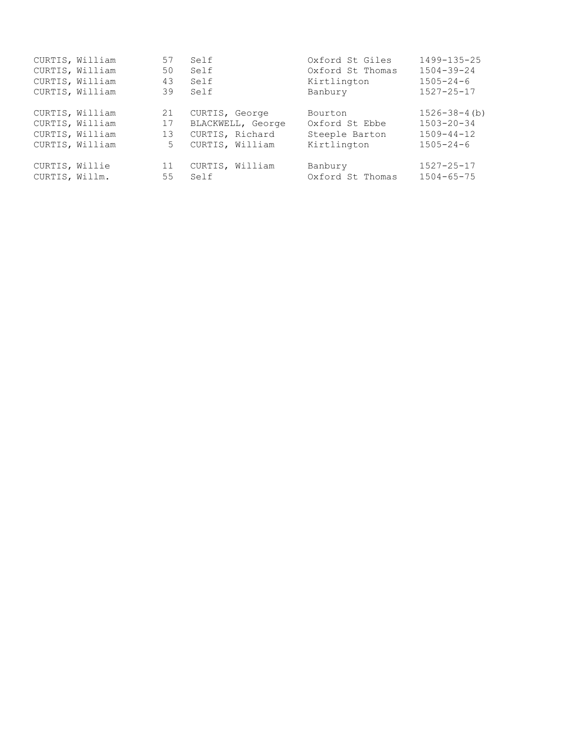| | | | | |
|---|---|---|---|---|
| CURTIS, William | 57 | Self | Oxford St Giles | 1499-135-25 |
| CURTIS, William | 50 | Self | Oxford St Thomas | 1504-39-24 |
| CURTIS, William | 43 | Self | Kirtlington | 1505-24-6 |
| CURTIS, William | 39 | Self | Banbury | 1527-25-17 |
| CURTIS, William | 21 | CURTIS, George | Bourton | 1526-38-4(b) |
| CURTIS, William | 17 | BLACKWELL, George | Oxford St Ebbe | 1503-20-34 |
| CURTIS, William | 13 | CURTIS, Richard | Steeple Barton | 1509-44-12 |
| CURTIS, William | 5 | CURTIS, William | Kirtlington | 1505-24-6 |
| CURTIS, Willie | 11 | CURTIS, William | Banbury | 1527-25-17 |
| CURTIS, Willm. | 55 | Self | Oxford St Thomas | 1504-65-75 |